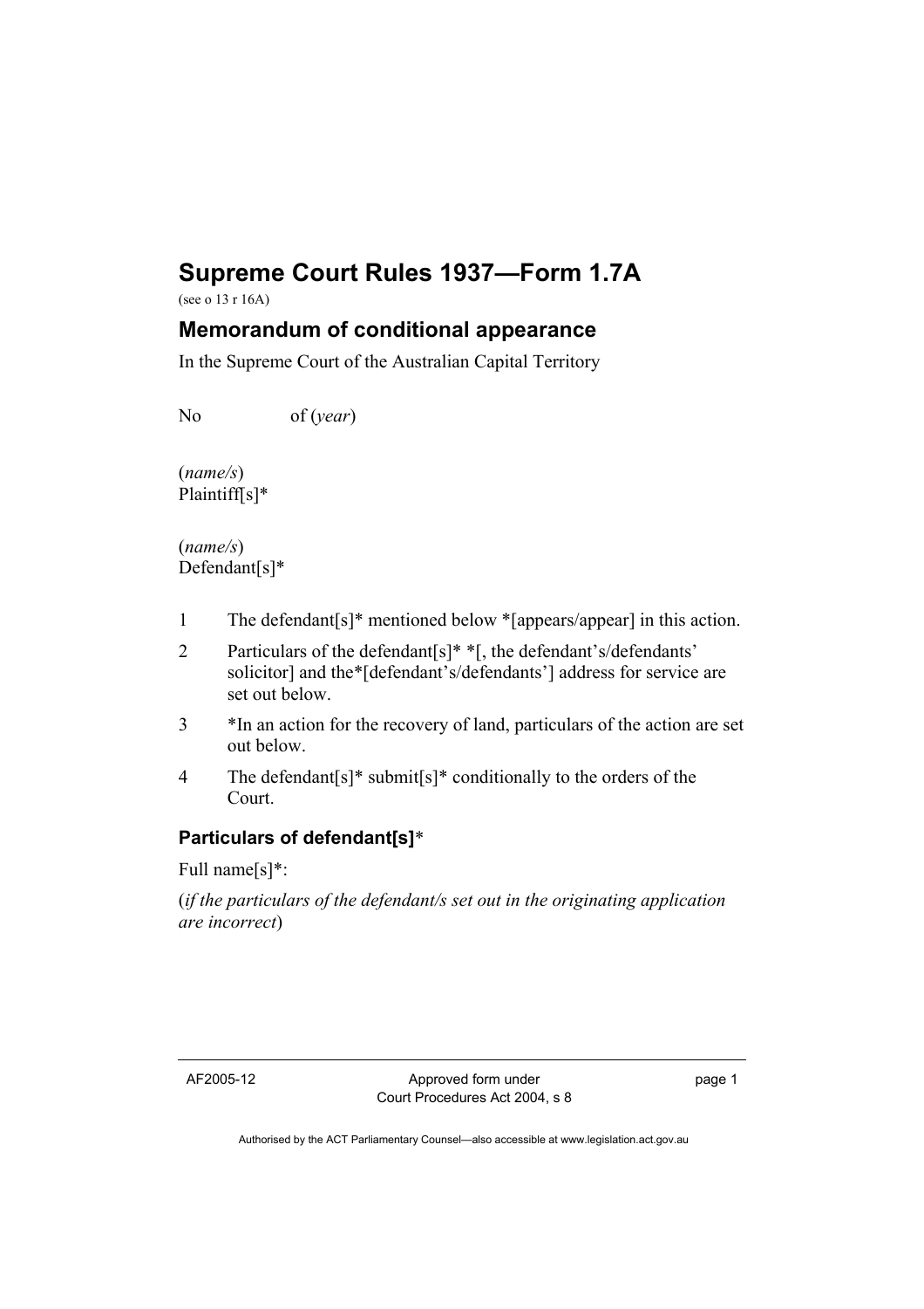# Supreme Court Rules 1937—Form 1.7A

(see o 13 r 16A)

## Memorandum of conditional appearance

In the Supreme Court of the Australian Capital Territory

No of (*year*)

(*name/s*)
Plaintiff[s]*

(*name/s*)
Defendant[s]*

1 The defendant[s]* mentioned below *[appears/appear] in this action.

2 Particulars of the defendant[s]* *[, the defendant's/defendants' solicitor] and the*[defendant's/defendants'] address for service are set out below.

3 *In an action for the recovery of land, particulars of the action are set out below.

4 The defendant[s]* submit[s]* conditionally to the orders of the Court.

### Particulars of defendant[s]*

Full name[s]*:

(*if the particulars of the defendant/s set out in the originating application are incorrect*)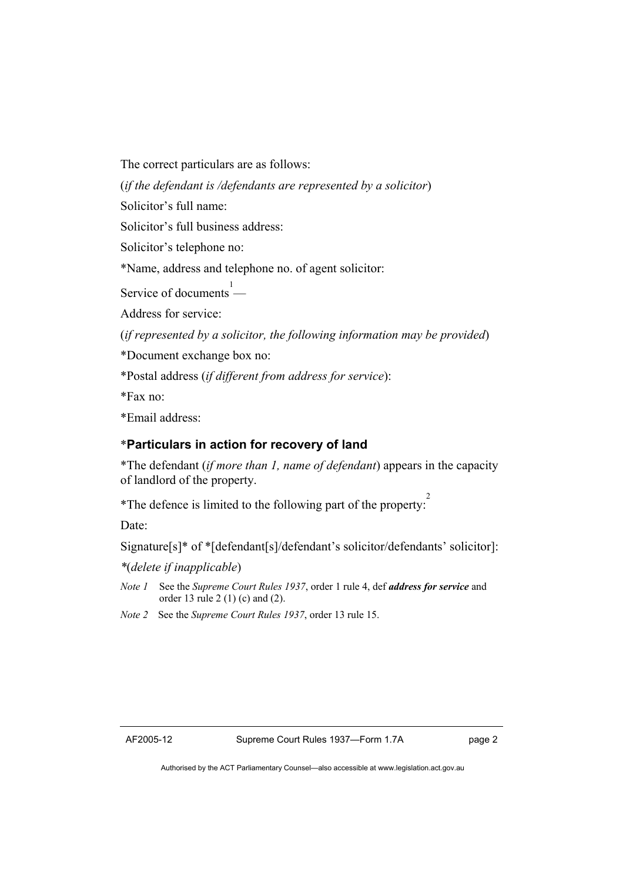The correct particulars are as follows:

(*if the defendant is /defendants are represented by a solicitor*)

Solicitor's full name:

Solicitor's full business address:

Solicitor's telephone no:

*Name, address and telephone no. of agent solicitor:

Service of documents [1] —

Address for service:

(*if represented by a solicitor, the following information may be provided*)

*Document exchange box no:

*Postal address (*if different from address for service*):

*Fax no:

*Email address:

### ***Particulars in action for recovery of land**

*The defendant (*if more than 1, name of defendant*) appears in the capacity of landlord of the property.

*The defence is limited to the following part of the property: [2]

Date:

Signature[s]* of *[defendant[s]/defendant's solicitor/defendants' solicitor]:

*(*delete if inapplicable*)

*Note 1* See the *Supreme Court Rules 1937*, order 1 rule 4, def ***address for service*** and order 13 rule 2 (1) (c) and (2).

*Note 2* See the *Supreme Court Rules 1937*, order 13 rule 15.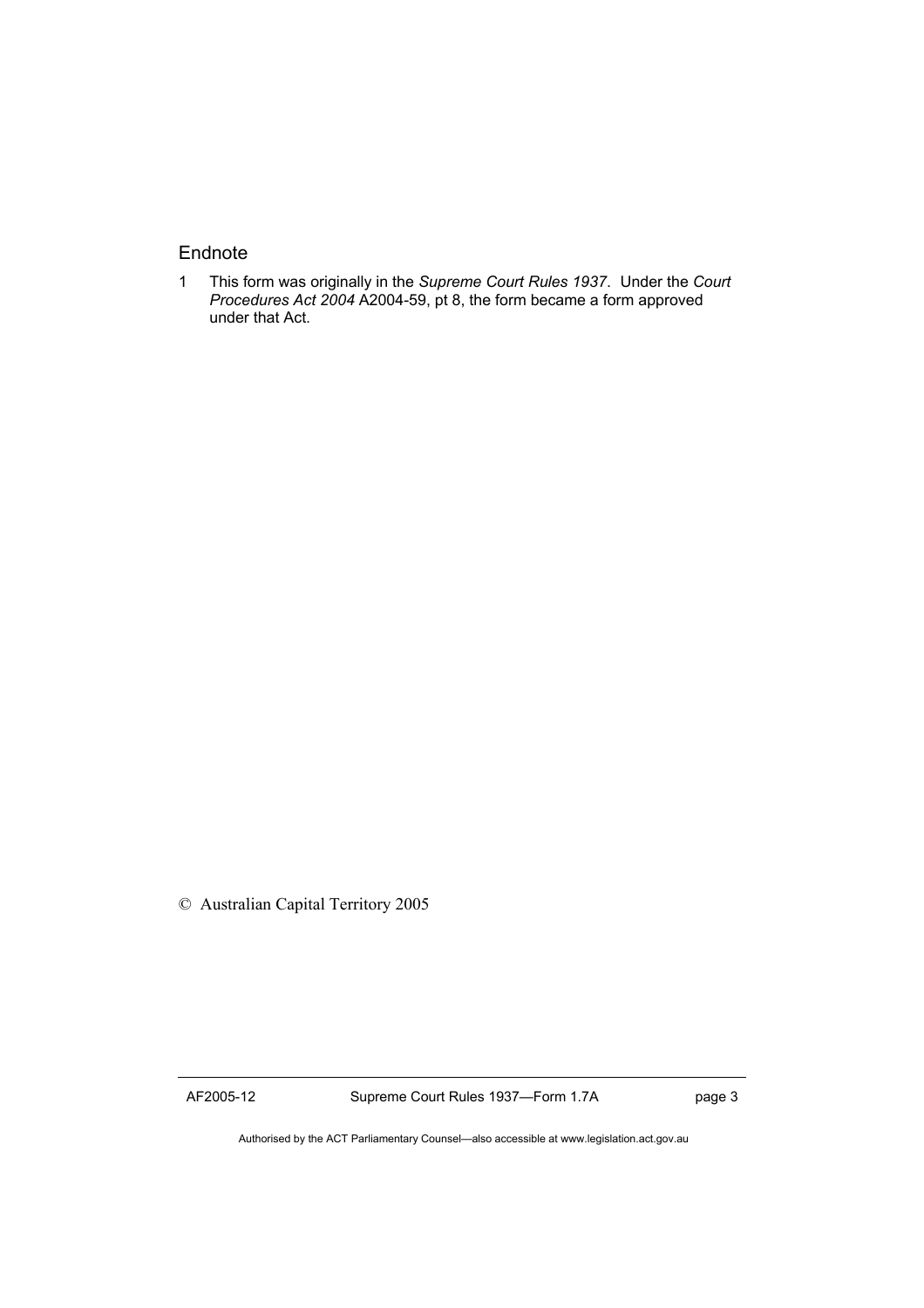## Endnote

1 This form was originally in the *Supreme Court Rules 1937*. Under the *Court Procedures Act 2004* A2004-59, pt 8, the form became a form approved under that Act.

© Australian Capital Territory 2005